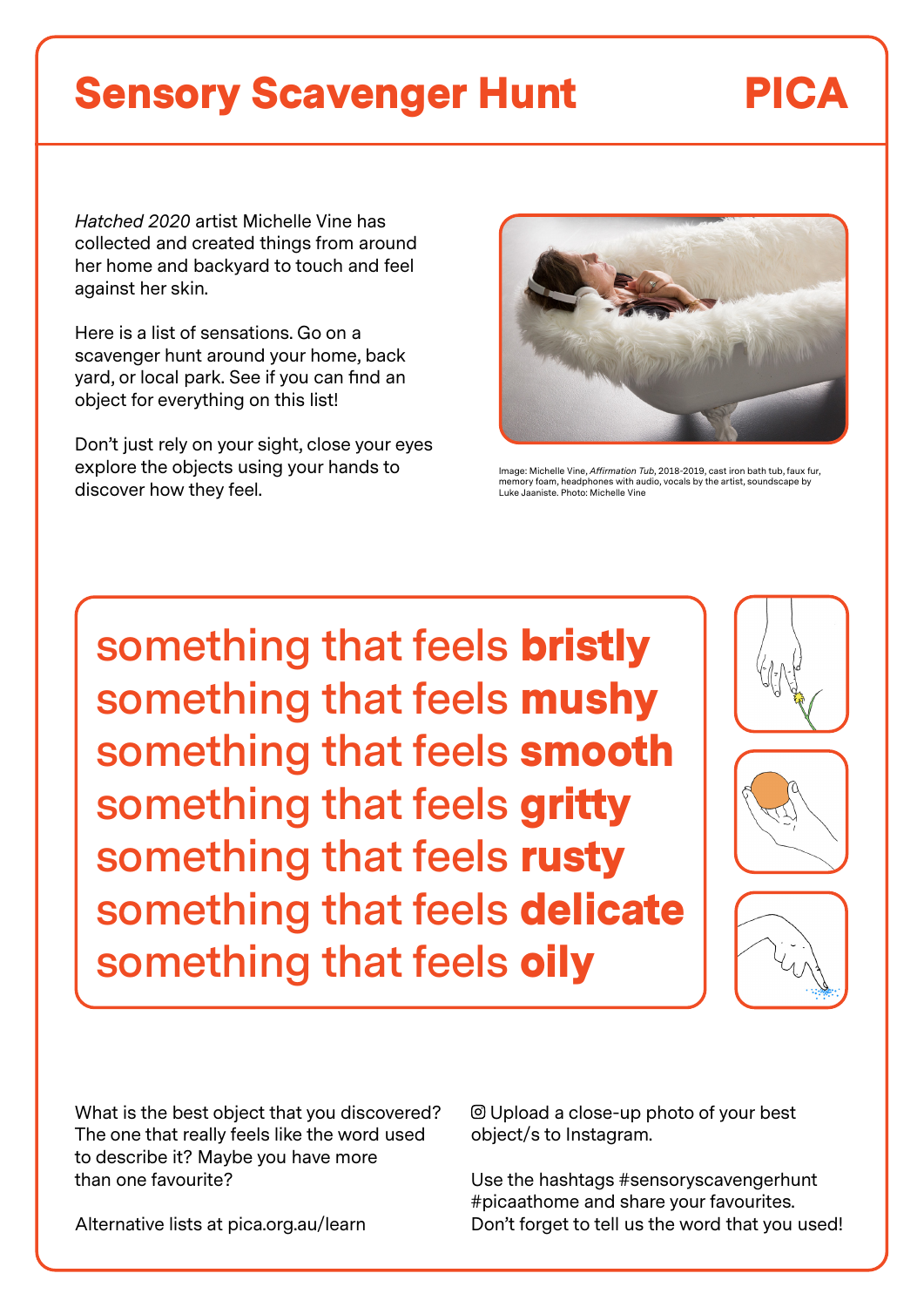# Sensory Scavenger Hunt

**PICA**

*Hatched 2020* artist Michelle Vine has collected and created things from around her home and backyard to touch and feel against her skin.

Here is a list of sensations. Go on a scavenger hunt around your home, back yard, or local park. See if you can find an object for everything on this list!

Don't just rely on your sight, close your eyes explore the objects using your hands to discover how they feel.

Image: Michelle Vine, *Affirmation Tub*, 2018-2019, cast iron bath tub, faux fur, memory foam, headphones with audio, vocals by the artist, soundscape by Luke Jaaniste. Photo: Michelle Vine

something that feels **bristly**
something that feels **mushy**
something that feels **smooth**
something that feels **gritty**
something that feels **rusty**
something that feels **delicate**
something that feels **oily**

What is the best object that you discovered? The one that really feels like the word used to describe it? Maybe you have more than one favourite?

Alternative lists at pica.org.au/learn

Upload a close-up photo of your best object/s to Instagram.

Use the hashtags #sensoryscavengerhunt #picaathome and share your favourites. Don't forget to tell us the word that you used!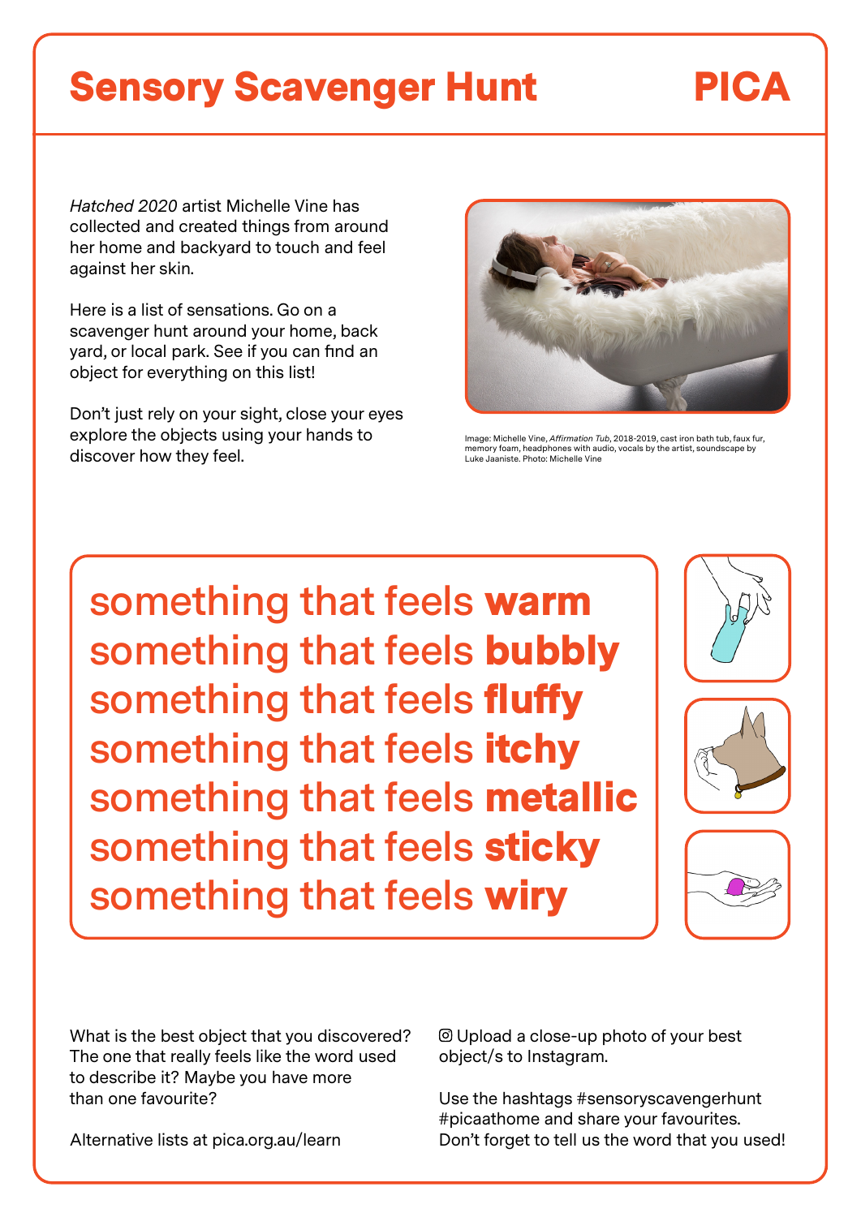# Sensory Scavenger Hunt

**PICA**

*Hatched 2020* artist Michelle Vine has collected and created things from around her home and backyard to touch and feel against her skin.

Here is a list of sensations. Go on a scavenger hunt around your home, back yard, or local park. See if you can find an object for everything on this list!

Don't just rely on your sight, close your eyes explore the objects using your hands to discover how they feel.

Image: Michelle Vine, *Affirmation Tub*, 2018-2019, cast iron bath tub, faux fur, memory foam, headphones with audio, vocals by the artist, soundscape by Luke Jaaniste. Photo: Michelle Vine

something that feels **warm**
something that feels **bubbly**
something that feels **fluffy**
something that feels **itchy**
something that feels **metallic**
something that feels **sticky**
something that feels **wiry**

What is the best object that you discovered? The one that really feels like the word used to describe it? Maybe you have more than one favourite?

Alternative lists at pica.org.au/learn

Upload a close-up photo of your best object/s to Instagram.

Use the hashtags #sensoryscavengerhunt #picaathome and share your favourites. Don't forget to tell us the word that you used!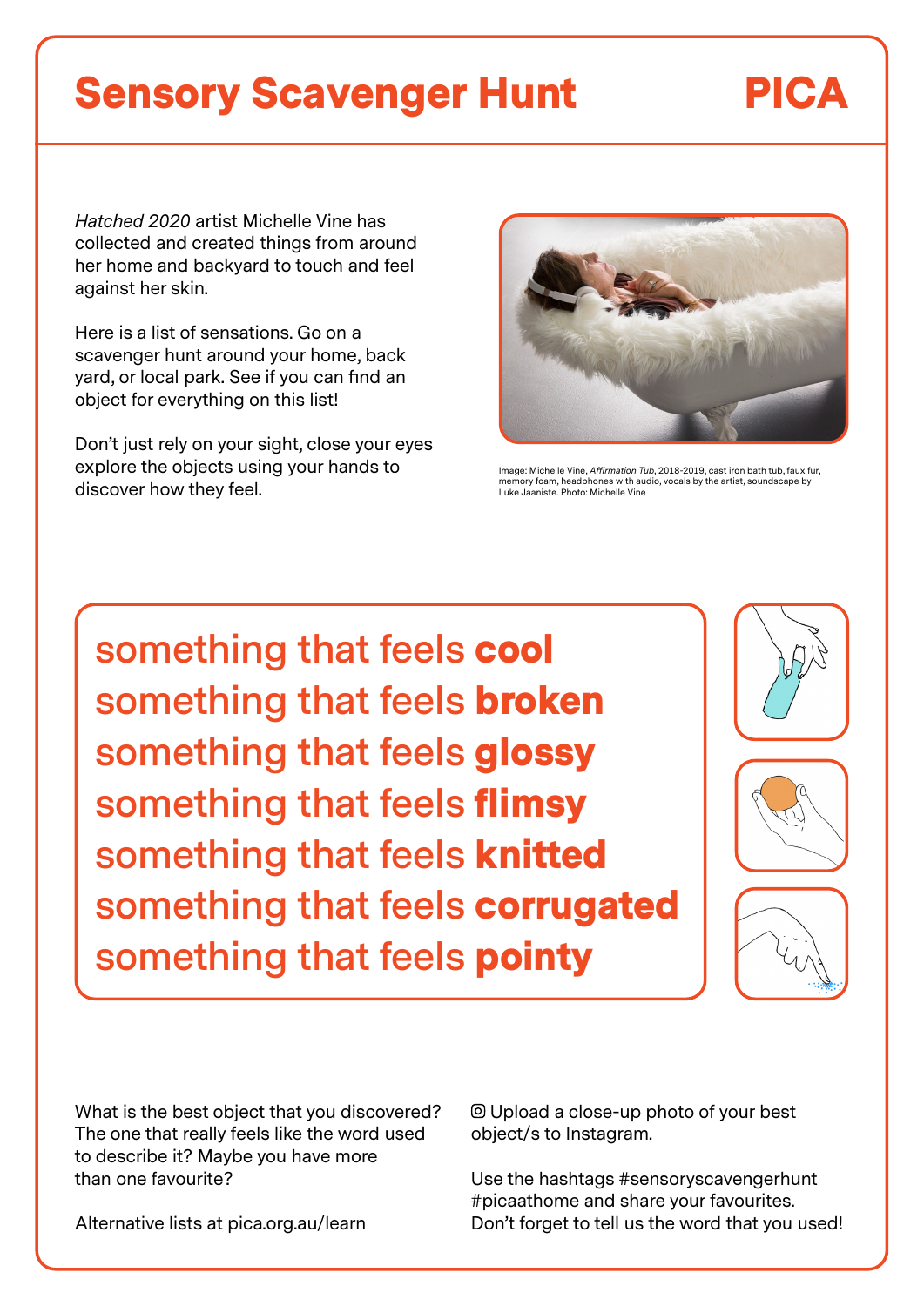# Sensory Scavenger Hunt

PICA

*Hatched 2020* artist Michelle Vine has collected and created things from around her home and backyard to touch and feel against her skin.

Here is a list of sensations. Go on a scavenger hunt around your home, back yard, or local park. See if you can find an object for everything on this list!

Don't just rely on your sight, close your eyes explore the objects using your hands to discover how they feel.

Image: Michelle Vine, *Affirmation Tub*, 2018-2019, cast iron bath tub, faux fur, memory foam, headphones with audio, vocals by the artist, soundscape by Luke Jaaniste. Photo: Michelle Vine

- something that feels **cool**
- something that feels **broken**
- something that feels **glossy**
- something that feels **flimsy**
- something that feels **knitted**
- something that feels **corrugated**
- something that feels **pointy**

What is the best object that you discovered? The one that really feels like the word used to describe it? Maybe you have more than one favourite?

Alternative lists at pica.org.au/learn

Upload a close-up photo of your best object/s to Instagram.

Use the hashtags #sensoryscavengerhunt #picaathome and share your favourites. Don't forget to tell us the word that you used!